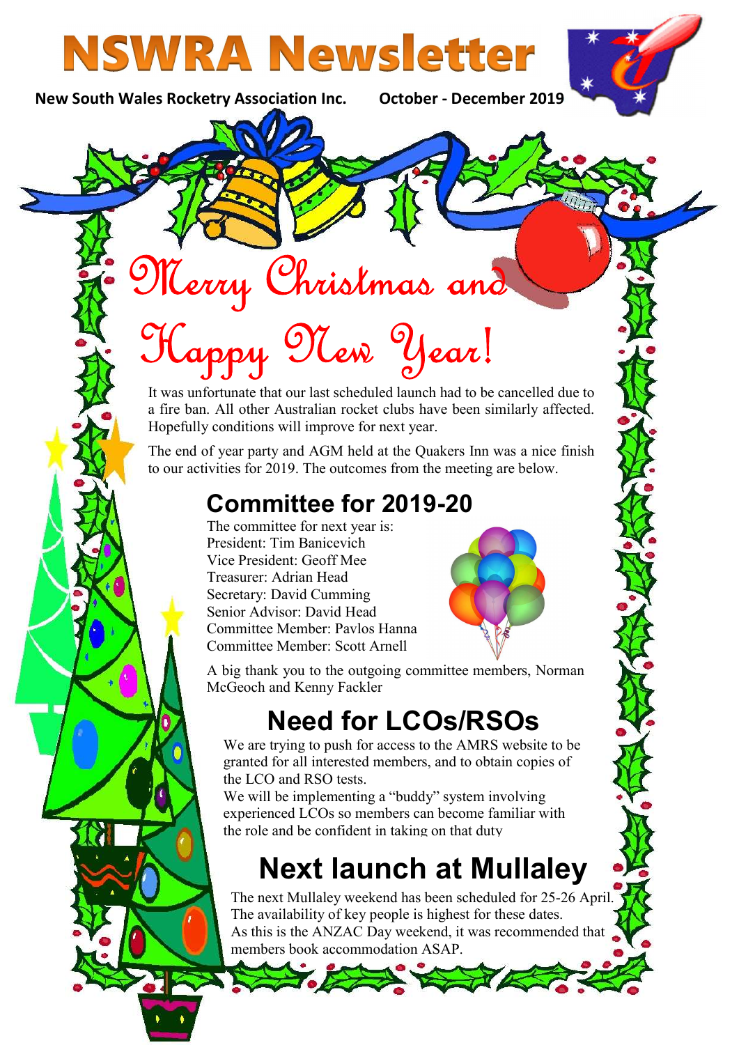# NSWRA Newsletter

**New South Wales Rocketry Association Inc.** **October - December 2019**

## Merry Christmas and Happy New Year!

It was unfortunate that our last scheduled launch had to be cancelled due to a fire ban. All other Australian rocket clubs have been similarly affected. Hopefully conditions will improve for next year.

The end of year party and AGM held at the Quakers Inn was a nice finish to our activities for 2019. The outcomes from the meeting are below.

## Committee for 2019-20

The committee for next year is:

President: Tim Banicevich
Vice President: Geoff Mee
Treasurer: Adrian Head
Secretary: David Cumming
Senior Advisor: David Head
Committee Member: Pavlos Hanna
Committee Member: Scott Arnell

A big thank you to the outgoing committee members, Norman McGeoch and Kenny Fackler

## Need for LCOs/RSOs

We are trying to push for access to the AMRS website to be granted for all interested members, and to obtain copies of the LCO and RSO tests.

We will be implementing a "buddy" system involving experienced LCOs so members can become familiar with the role and be confident in taking on that duty

## Next launch at Mullaley

The next Mullaley weekend has been scheduled for 25-26 April. The availability of key people is highest for these dates. As this is the ANZAC Day weekend, it was recommended that members book accommodation ASAP.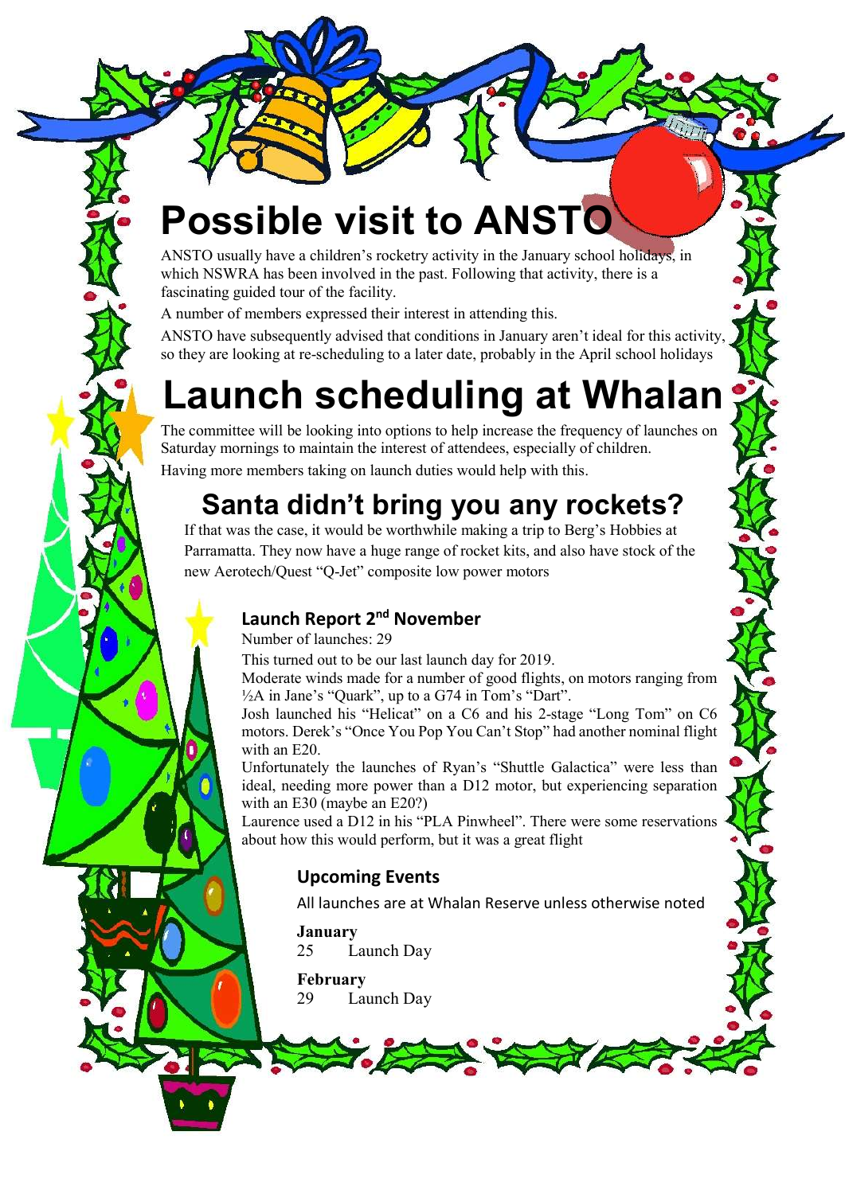# Possible visit to ANSTO

ANSTO usually have a children's rocketry activity in the January school holidays, in which NSWRA has been involved in the past. Following that activity, there is a fascinating guided tour of the facility.

A number of members expressed their interest in attending this.

ANSTO have subsequently advised that conditions in January aren't ideal for this activity, so they are looking at re-scheduling to a later date, probably in the April school holidays

# Launch scheduling at Whalan

The committee will be looking into options to help increase the frequency of launches on Saturday mornings to maintain the interest of attendees, especially of children.

Having more members taking on launch duties would help with this.

## Santa didn't bring you any rockets?

If that was the case, it would be worthwhile making a trip to Berg's Hobbies at Parramatta. They now have a huge range of rocket kits, and also have stock of the new Aerotech/Quest "Q-Jet" composite low power motors

### Launch Report 2nd November

Number of launches: 29

This turned out to be our last launch day for 2019.

Moderate winds made for a number of good flights, on motors ranging from ½A in Jane's "Quark", up to a G74 in Tom's "Dart".

Josh launched his "Helicat" on a C6 and his 2-stage "Long Tom" on C6 motors. Derek's "Once You Pop You Can't Stop" had another nominal flight with an E20.

Unfortunately the launches of Ryan's "Shuttle Galactica" were less than ideal, needing more power than a D12 motor, but experiencing separation with an E30 (maybe an E20?)

Laurence used a D12 in his "PLA Pinwheel". There were some reservations about how this would perform, but it was a great flight

### Upcoming Events

All launches are at Whalan Reserve unless otherwise noted

**January**

25 Launch Day

**February**

29 Launch Day